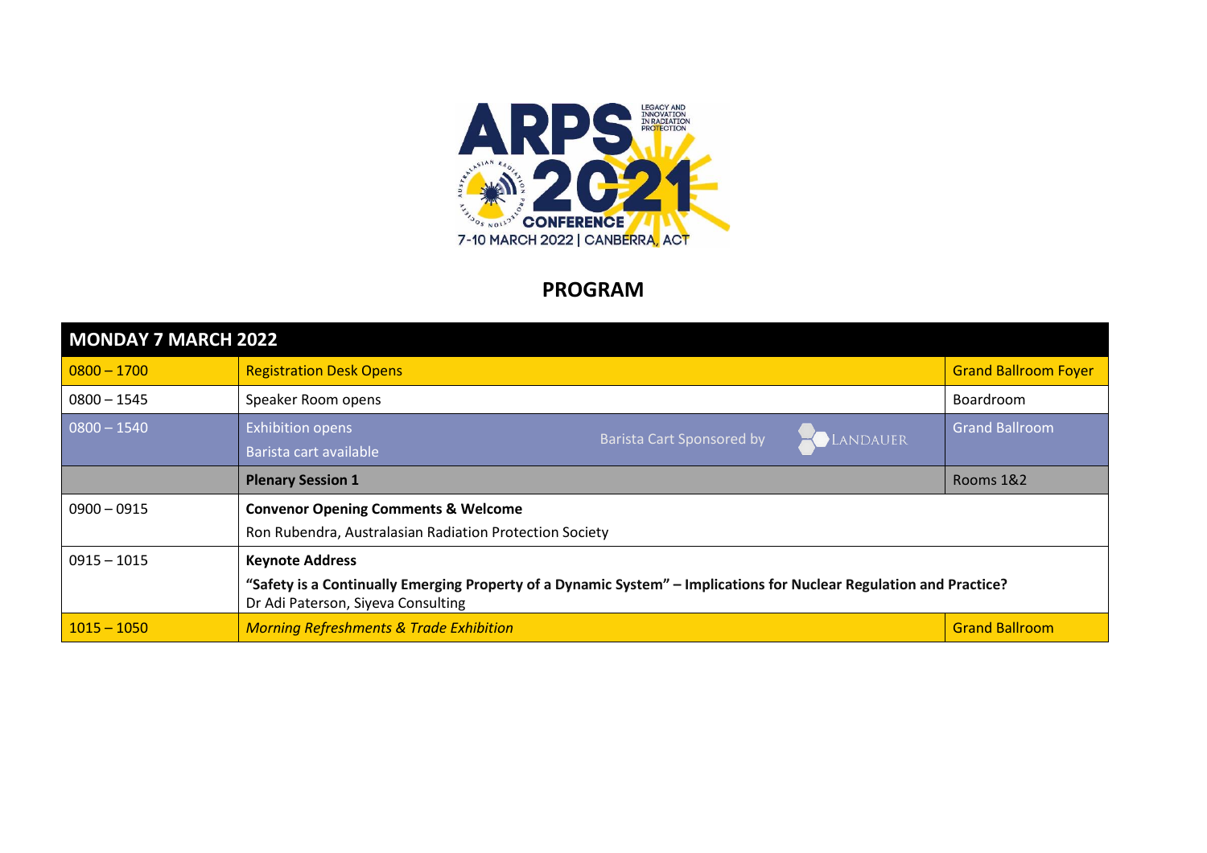LEGACY AND INNOVATION IN RADIATION PROTECTION

ARPS 2021 CONFERENCE

7-10 MARCH 2022 | CANBERRA, ACT

# PROGRAM

| MONDAY 7 MARCH 2022 | | |
|---|---|---|
| 0800 – 1700 | Registration Desk Opens | Grand Ballroom Foyer |
| 0800 – 1545 | Speaker Room opens | Boardroom |
| 0800 – 1540 | Exhibition opens<br>Barista cart available<br>Barista Cart Sponsored by LANDAUER | Grand Ballroom |
| | **Plenary Session 1** | Rooms 1&2 |
| 0900 – 0915 | **Convenor Opening Comments & Welcome**<br>Ron Rubendra, Australasian Radiation Protection Society | |
| 0915 – 1015 | **Keynote Address**<br>**"Safety is a Continually Emerging Property of a Dynamic System" – Implications for Nuclear Regulation and Practice?**<br>Dr Adi Paterson, Siyeva Consulting | |
| 1015 – 1050 | *Morning Refreshments & Trade Exhibition* | Grand Ballroom |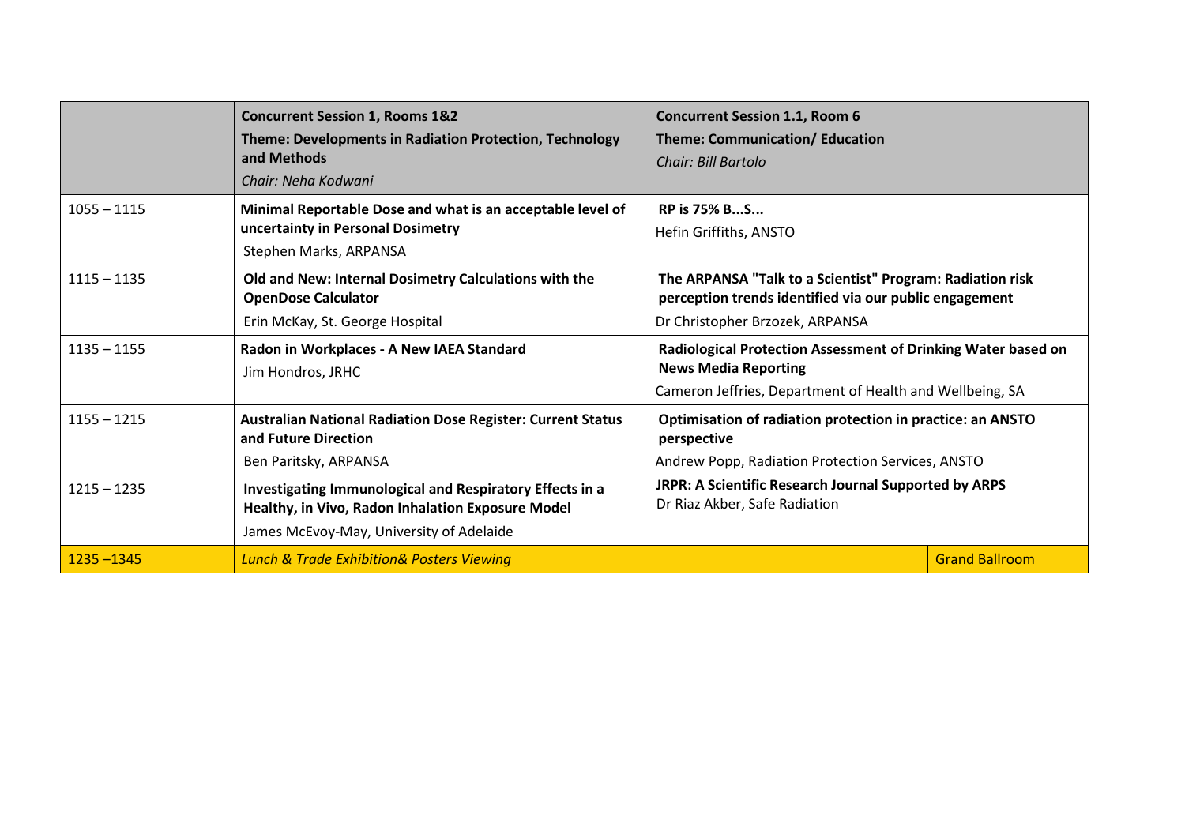| | **Concurrent Session 1, Rooms 1&2**<br>**Theme: Developments in Radiation Protection, Technology and Methods**<br>*Chair: Neha Kodwani* | **Concurrent Session 1.1, Room 6**<br>**Theme: Communication/ Education**<br>*Chair: Bill Bartolo* | |
|---|---|---|---|
| 1055 – 1115 | **Minimal Reportable Dose and what is an acceptable level of uncertainty in Personal Dosimetry**<br>Stephen Marks, ARPANSA | **RP is 75% B...S...**<br>Hefin Griffiths, ANSTO | |
| 1115 – 1135 | **Old and New: Internal Dosimetry Calculations with the OpenDose Calculator**<br>Erin McKay, St. George Hospital | **The ARPANSA "Talk to a Scientist" Program: Radiation risk perception trends identified via our public engagement**<br>Dr Christopher Brzozek, ARPANSA | |
| 1135 – 1155 | **Radon in Workplaces - A New IAEA Standard**<br>Jim Hondros, JRHC | **Radiological Protection Assessment of Drinking Water based on News Media Reporting**<br>Cameron Jeffries, Department of Health and Wellbeing, SA | |
| 1155 – 1215 | **Australian National Radiation Dose Register: Current Status and Future Direction**<br>Ben Paritsky, ARPANSA | **Optimisation of radiation protection in practice: an ANSTO perspective**<br>Andrew Popp, Radiation Protection Services, ANSTO | |
| 1215 – 1235 | **Investigating Immunological and Respiratory Effects in a Healthy, in Vivo, Radon Inhalation Exposure Model**<br>James McEvoy-May, University of Adelaide | **JRPR: A Scientific Research Journal Supported by ARPS**<br>Dr Riaz Akber, Safe Radiation | |
| 1235 –1345 | *Lunch & Trade Exhibition& Posters Viewing* | | Grand Ballroom |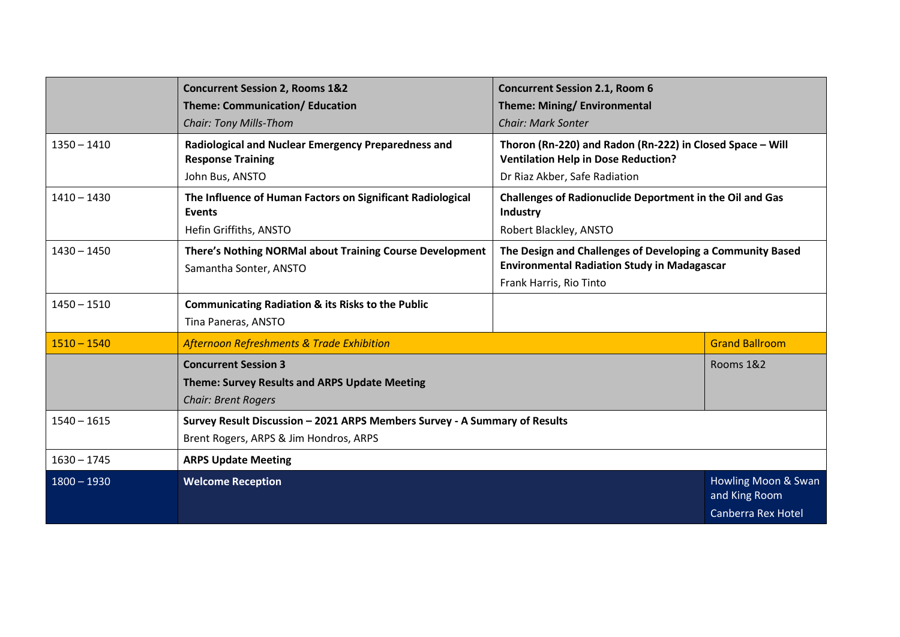| | **Concurrent Session 2, Rooms 1&2**<br>**Theme: Communication/ Education**<br>*Chair: Tony Mills-Thom* | **Concurrent Session 2.1, Room 6**<br>**Theme: Mining/ Environmental**<br>*Chair: Mark Sonter* | |
|---|---|---|---|
| 1350 – 1410 | **Radiological and Nuclear Emergency Preparedness and Response Training**<br>John Bus, ANSTO | **Thoron (Rn-220) and Radon (Rn-222) in Closed Space – Will Ventilation Help in Dose Reduction?**<br>Dr Riaz Akber, Safe Radiation | |
| 1410 – 1430 | **The Influence of Human Factors on Significant Radiological Events**<br>Hefin Griffiths, ANSTO | **Challenges of Radionuclide Deportment in the Oil and Gas Industry**<br>Robert Blackley, ANSTO | |
| 1430 – 1450 | **There's Nothing NORMal about Training Course Development**<br>Samantha Sonter, ANSTO | **The Design and Challenges of Developing a Community Based Environmental Radiation Study in Madagascar**<br>Frank Harris, Rio Tinto | |
| 1450 – 1510 | **Communicating Radiation & its Risks to the Public**<br>Tina Paneras, ANSTO | | |
| 1510 – 1540 | *Afternoon Refreshments & Trade Exhibition* | | Grand Ballroom |
| | **Concurrent Session 3**<br>**Theme: Survey Results and ARPS Update Meeting**<br>*Chair: Brent Rogers* | | Rooms 1&2 |
| 1540 – 1615 | **Survey Result Discussion – 2021 ARPS Members Survey - A Summary of Results**<br>Brent Rogers, ARPS & Jim Hondros, ARPS | | |
| 1630 – 1745 | **ARPS Update Meeting** | | |
| 1800 – 1930 | **Welcome Reception** | | Howling Moon & Swan and King Room<br>Canberra Rex Hotel |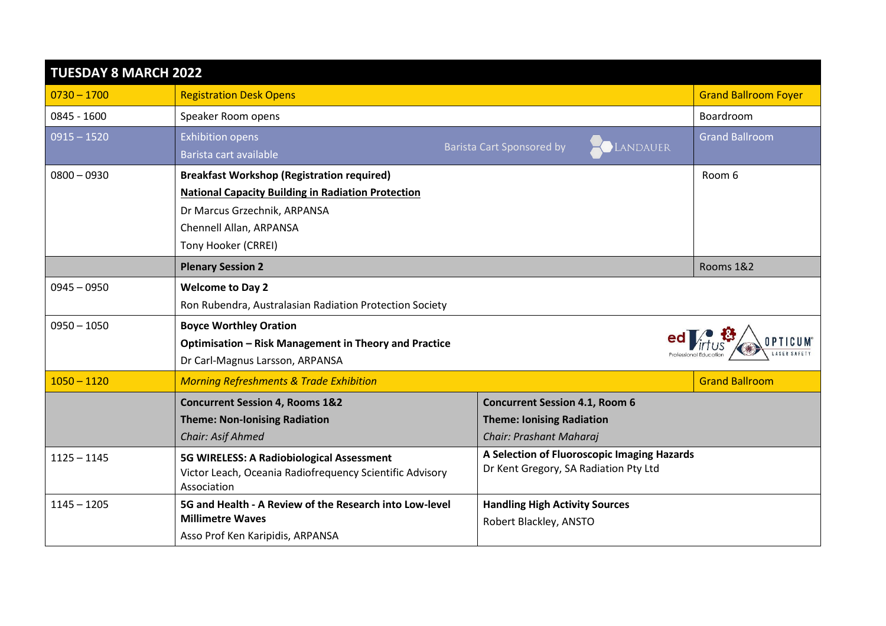| TUESDAY 8 MARCH 2022 | | | |
|---|---|---|---|
| 0730 – 1700 | Registration Desk Opens | | Grand Ballroom Foyer |
| 0845 - 1600 | Speaker Room opens | | Boardroom |
| 0915 – 1520 | Exhibition opens<br>Barista cart available | Barista Cart Sponsored by LANDAUER | Grand Ballroom |
| 0800 – 0930 | **Breakfast Workshop (Registration required)**<br>**National Capacity Building in Radiation Protection**<br>Dr Marcus Grzechnik, ARPANSA<br>Chennell Allan, ARPANSA<br>Tony Hooker (CRREI) | | Room 6 |
| | **Plenary Session 2** | | Rooms 1&2 |
| 0945 – 0950 | **Welcome to Day 2**<br>Ron Rubendra, Australasian Radiation Protection Society | | |
| 0950 – 1050 | **Boyce Worthley Oration**<br>**Optimisation – Risk Management in Theory and Practice**<br>Dr Carl-Magnus Larsson, ARPANSA | edVirtus Professional Education & OPTICUM Laser Safety | |
| 1050 – 1120 | *Morning Refreshments & Trade Exhibition* | | Grand Ballroom |
| | **Concurrent Session 4, Rooms 1&2**<br>**Theme: Non-Ionising Radiation**<br>*Chair: Asif Ahmed* | **Concurrent Session 4.1, Room 6**<br>**Theme: Ionising Radiation**<br>*Chair: Prashant Maharaj* | |
| 1125 – 1145 | **5G WIRELESS: A Radiobiological Assessment**<br>Victor Leach, Oceania Radiofrequency Scientific Advisory Association | **A Selection of Fluoroscopic Imaging Hazards**<br>Dr Kent Gregory, SA Radiation Pty Ltd | |
| 1145 – 1205 | **5G and Health - A Review of the Research into Low-level Millimetre Waves**<br>Asso Prof Ken Karipidis, ARPANSA | **Handling High Activity Sources**<br>Robert Blackley, ANSTO | |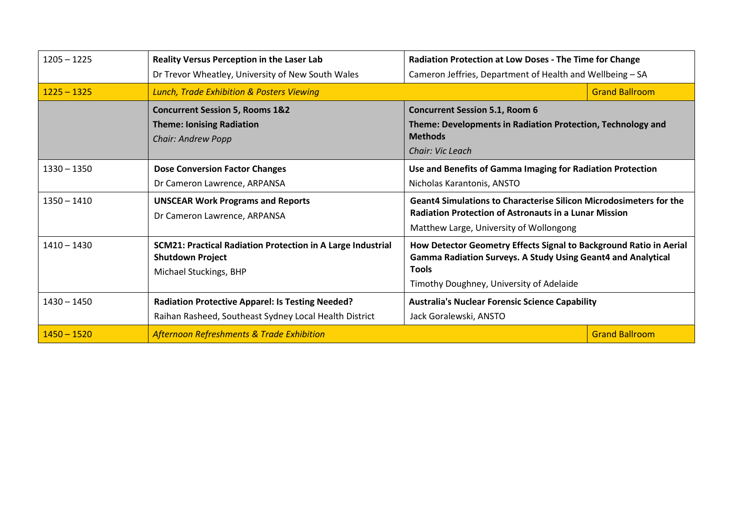| | | |
|---|---|---|
| 1205 – 1225 | **Reality Versus Perception in the Laser Lab**<br>Dr Trevor Wheatley, University of New South Wales | **Radiation Protection at Low Doses - The Time for Change**<br>Cameron Jeffries, Department of Health and Wellbeing – SA |
| 1225 – 1325 | *Lunch, Trade Exhibition & Posters Viewing* | Grand Ballroom |
| | **Concurrent Session 5, Rooms 1&2**<br>**Theme: Ionising Radiation**<br>*Chair: Andrew Popp* | **Concurrent Session 5.1, Room 6**<br>**Theme: Developments in Radiation Protection, Technology and Methods**<br>*Chair: Vic Leach* |
| 1330 – 1350 | **Dose Conversion Factor Changes**<br>Dr Cameron Lawrence, ARPANSA | **Use and Benefits of Gamma Imaging for Radiation Protection**<br>Nicholas Karantonis, ANSTO |
| 1350 – 1410 | **UNSCEAR Work Programs and Reports**<br>Dr Cameron Lawrence, ARPANSA | **Geant4 Simulations to Characterise Silicon Microdosimeters for the Radiation Protection of Astronauts in a Lunar Mission**<br>Matthew Large, University of Wollongong |
| 1410 – 1430 | **SCM21: Practical Radiation Protection in A Large Industrial Shutdown Project**<br>Michael Stuckings, BHP | **How Detector Geometry Effects Signal to Background Ratio in Aerial Gamma Radiation Surveys. A Study Using Geant4 and Analytical Tools**<br>Timothy Doughney, University of Adelaide |
| 1430 – 1450 | **Radiation Protective Apparel: Is Testing Needed?**<br>Raihan Rasheed, Southeast Sydney Local Health District | **Australia's Nuclear Forensic Science Capability**<br>Jack Goralewski, ANSTO |
| 1450 – 1520 | *Afternoon Refreshments & Trade Exhibition* | Grand Ballroom |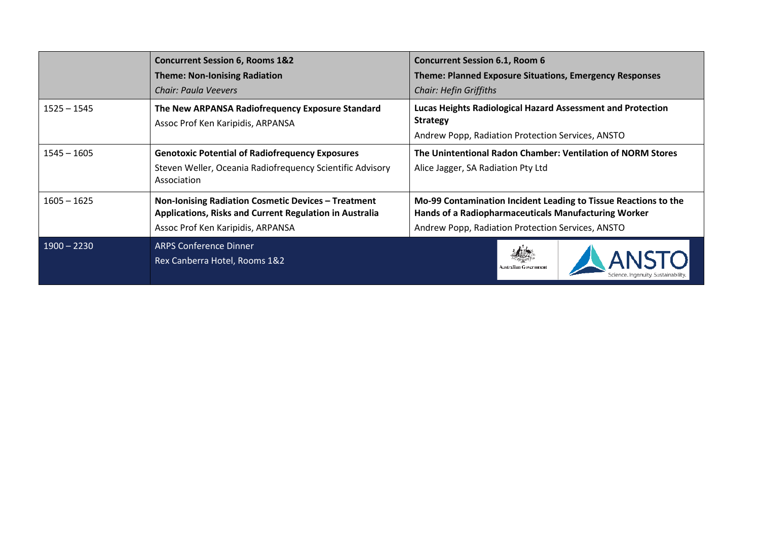| | **Concurrent Session 6, Rooms 1&2**<br>**Theme: Non-Ionising Radiation**<br>*Chair: Paula Veevers* | **Concurrent Session 6.1, Room 6**<br>**Theme: Planned Exposure Situations, Emergency Responses**<br>*Chair: Hefin Griffiths* |
|---|---|---|
| 1525 – 1545 | **The New ARPANSA Radiofrequency Exposure Standard**<br>Assoc Prof Ken Karipidis, ARPANSA | **Lucas Heights Radiological Hazard Assessment and Protection Strategy**<br>Andrew Popp, Radiation Protection Services, ANSTO |
| 1545 – 1605 | **Genotoxic Potential of Radiofrequency Exposures**<br>Steven Weller, Oceania Radiofrequency Scientific Advisory Association | **The Unintentional Radon Chamber: Ventilation of NORM Stores**<br>Alice Jagger, SA Radiation Pty Ltd |
| 1605 – 1625 | **Non-Ionising Radiation Cosmetic Devices – Treatment Applications, Risks and Current Regulation in Australia**<br>Assoc Prof Ken Karipidis, ARPANSA | **Mo-99 Contamination Incident Leading to Tissue Reactions to the Hands of a Radiopharmaceuticals Manufacturing Worker**<br>Andrew Popp, Radiation Protection Services, ANSTO |
| 1900 – 2230 | ARPS Conference Dinner<br>Rex Canberra Hotel, Rooms 1&2 | Australian Government / ANSTO Science. Ingenuity. Sustainability. |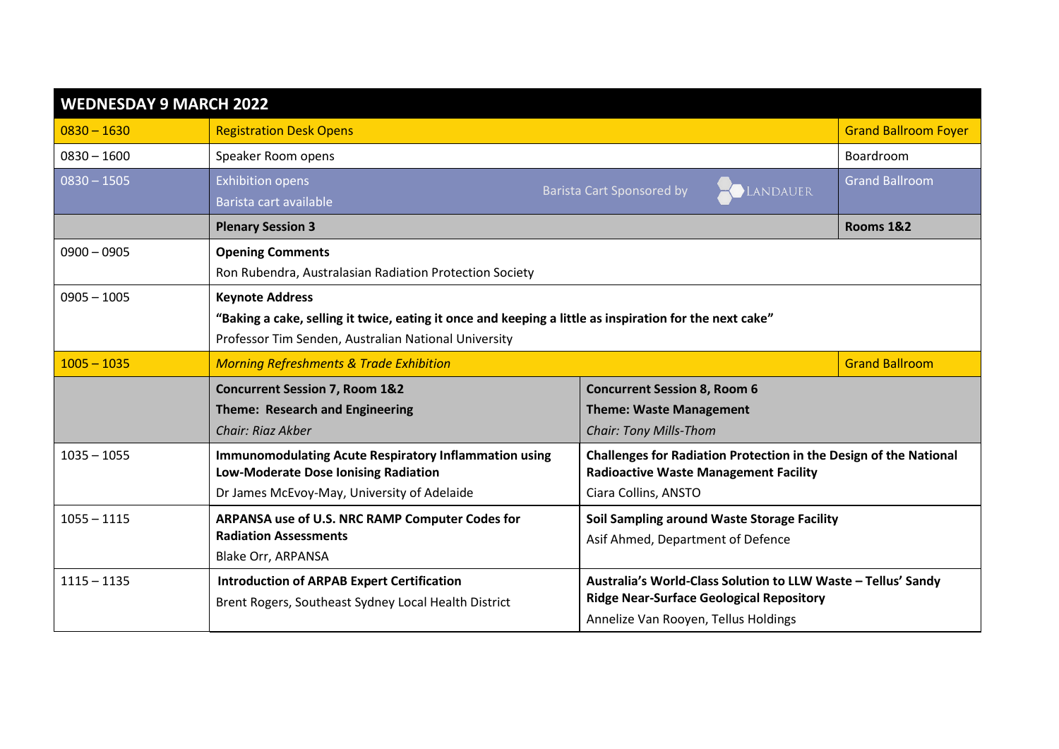| WEDNESDAY 9 MARCH 2022 | | | |
|---|---|---|---|
| 0830 – 1630 | Registration Desk Opens | | Grand Ballroom Foyer |
| 0830 – 1600 | Speaker Room opens | | Boardroom |
| 0830 – 1505 | Exhibition opens<br>Barista cart available | Barista Cart Sponsored by LANDAUER | Grand Ballroom |
| | **Plenary Session 3** | | **Rooms 1&2** |
| 0900 – 0905 | **Opening Comments**<br>Ron Rubendra, Australasian Radiation Protection Society | | |
| 0905 – 1005 | **Keynote Address**<br>**"Baking a cake, selling it twice, eating it once and keeping a little as inspiration for the next cake"**<br>Professor Tim Senden, Australian National University | | |
| 1005 – 1035 | *Morning Refreshments & Trade Exhibition* | | Grand Ballroom |
| | **Concurrent Session 7, Room 1&2**<br>**Theme: Research and Engineering**<br>*Chair: Riaz Akber* | **Concurrent Session 8, Room 6**<br>**Theme: Waste Management**<br>*Chair: Tony Mills-Thom* | |
| 1035 – 1055 | **Immunomodulating Acute Respiratory Inflammation using Low-Moderate Dose Ionising Radiation**<br>Dr James McEvoy-May, University of Adelaide | **Challenges for Radiation Protection in the Design of the National Radioactive Waste Management Facility**<br>Ciara Collins, ANSTO | |
| 1055 – 1115 | **ARPANSA use of U.S. NRC RAMP Computer Codes for Radiation Assessments**<br>Blake Orr, ARPANSA | **Soil Sampling around Waste Storage Facility**<br>Asif Ahmed, Department of Defence | |
| 1115 – 1135 | **Introduction of ARPAB Expert Certification**<br>Brent Rogers, Southeast Sydney Local Health District | **Australia's World-Class Solution to LLW Waste – Tellus' Sandy Ridge Near-Surface Geological Repository**<br>Annelize Van Rooyen, Tellus Holdings | |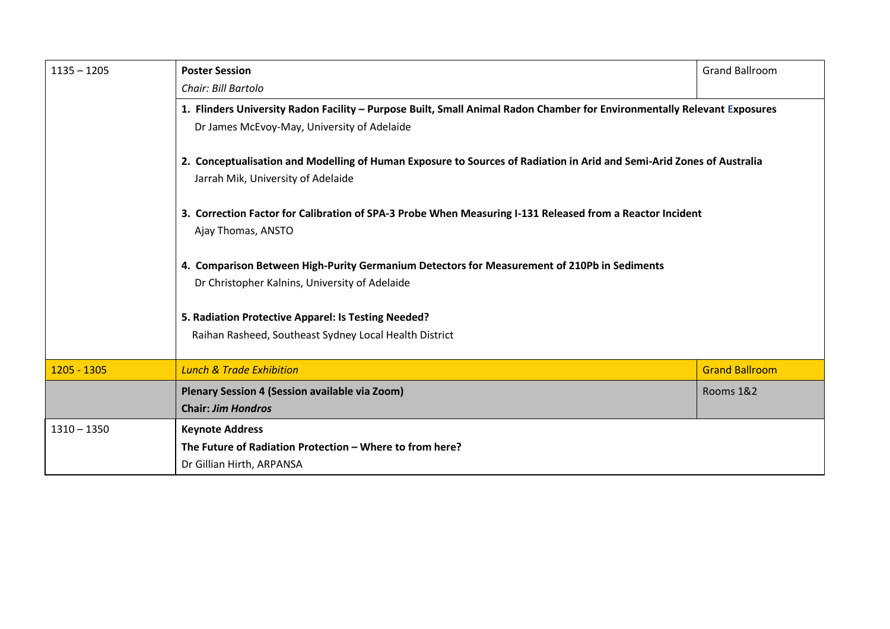| | | |
|---|---|---|
| 1135 – 1205 | **Poster Session**<br>*Chair: Bill Bartolo* | Grand Ballroom |
| | **1. Flinders University Radon Facility – Purpose Built, Small Animal Radon Chamber for Environmentally Relevant Exposures**<br>Dr James McEvoy-May, University of Adelaide<br><br>**2. Conceptualisation and Modelling of Human Exposure to Sources of Radiation in Arid and Semi-Arid Zones of Australia**<br>Jarrah Mik, University of Adelaide<br><br>**3. Correction Factor for Calibration of SPA-3 Probe When Measuring I-131 Released from a Reactor Incident**<br>Ajay Thomas, ANSTO<br><br>**4. Comparison Between High-Purity Germanium Detectors for Measurement of 210Pb in Sediments**<br>Dr Christopher Kalnins, University of Adelaide<br><br>**5. Radiation Protective Apparel: Is Testing Needed?**<br>Raihan Rasheed, Southeast Sydney Local Health District | |
| 1205 - 1305 | *Lunch & Trade Exhibition* | Grand Ballroom |
| | **Plenary Session 4 (Session available via Zoom)**<br>**Chair: *Jim Hondros*** | Rooms 1&2 |
| 1310 – 1350 | **Keynote Address**<br>**The Future of Radiation Protection – Where to from here?**<br>Dr Gillian Hirth, ARPANSA | |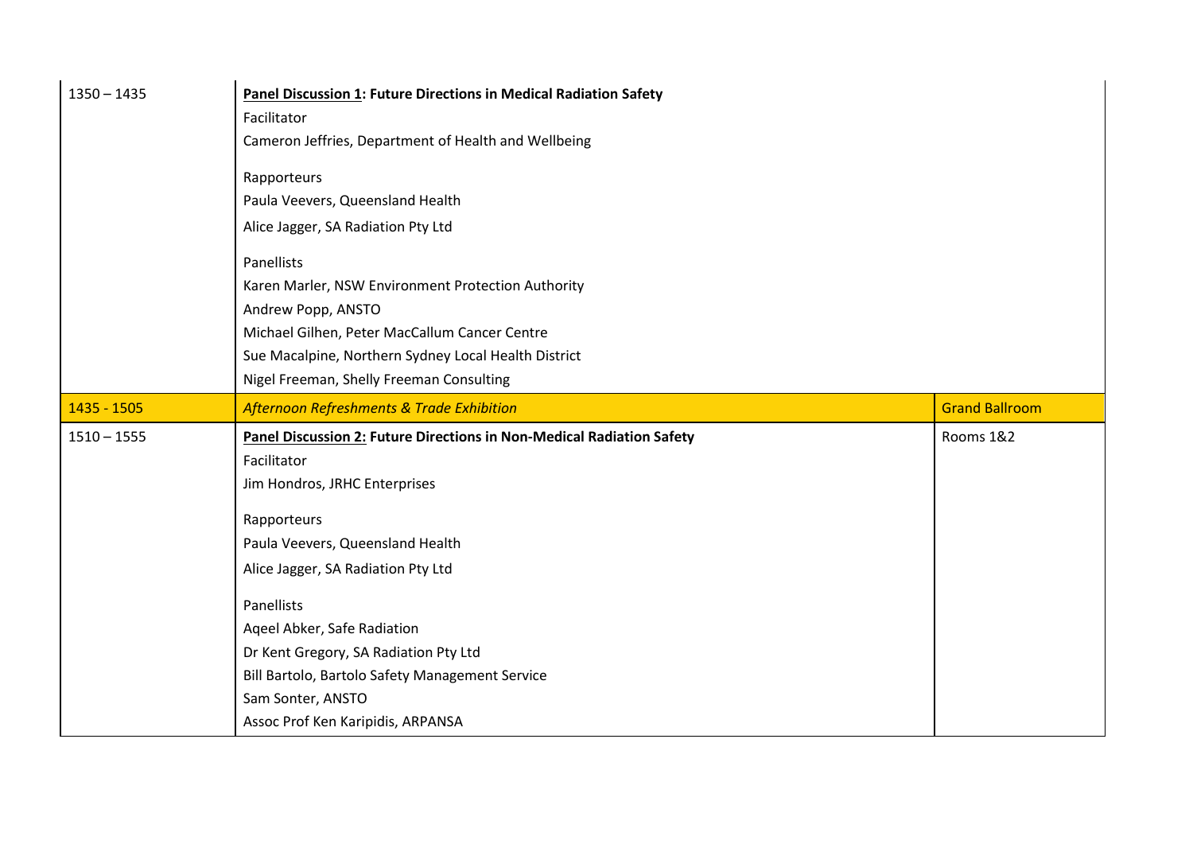| | | |
|---|---|---|
| 1350 – 1435 | **Panel Discussion 1: Future Directions in Medical Radiation Safety**<br>Facilitator<br>Cameron Jeffries, Department of Health and Wellbeing<br><br>Rapporteurs<br>Paula Veevers, Queensland Health<br>Alice Jagger, SA Radiation Pty Ltd<br><br>Panellists<br>Karen Marler, NSW Environment Protection Authority<br>Andrew Popp, ANSTO<br>Michael Gilhen, Peter MacCallum Cancer Centre<br>Sue Macalpine, Northern Sydney Local Health District<br>Nigel Freeman, Shelly Freeman Consulting | |
| 1435 - 1505 | *Afternoon Refreshments & Trade Exhibition* | Grand Ballroom |
| 1510 – 1555 | **Panel Discussion 2: Future Directions in Non-Medical Radiation Safety**<br>Facilitator<br>Jim Hondros, JRHC Enterprises<br><br>Rapporteurs<br>Paula Veevers, Queensland Health<br>Alice Jagger, SA Radiation Pty Ltd<br><br>Panellists<br>Aqeel Abker, Safe Radiation<br>Dr Kent Gregory, SA Radiation Pty Ltd<br>Bill Bartolo, Bartolo Safety Management Service<br>Sam Sonter, ANSTO<br>Assoc Prof Ken Karipidis, ARPANSA | Rooms 1&2 |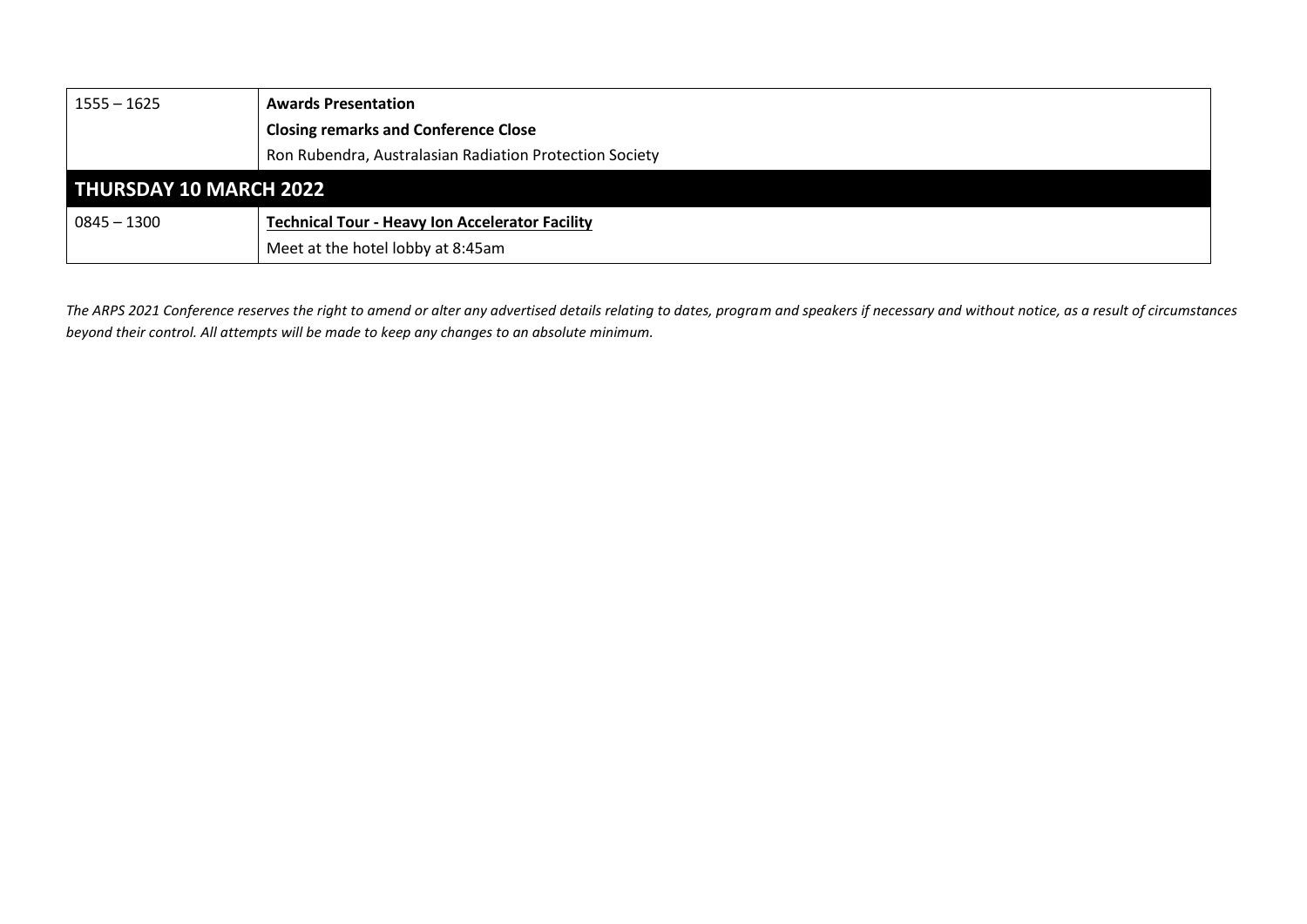| | |
|---|---|
| 1555 – 1625 | **Awards Presentation** |
| | **Closing remarks and Conference Close** |
| | Ron Rubendra, Australasian Radiation Protection Society |
| **THURSDAY 10 MARCH 2022** | |
| 0845 – 1300 | **Technical Tour - Heavy Ion Accelerator Facility** |
| | Meet at the hotel lobby at 8:45am |

*The ARPS 2021 Conference reserves the right to amend or alter any advertised details relating to dates, program and speakers if necessary and without notice, as a result of circumstances beyond their control. All attempts will be made to keep any changes to an absolute minimum.*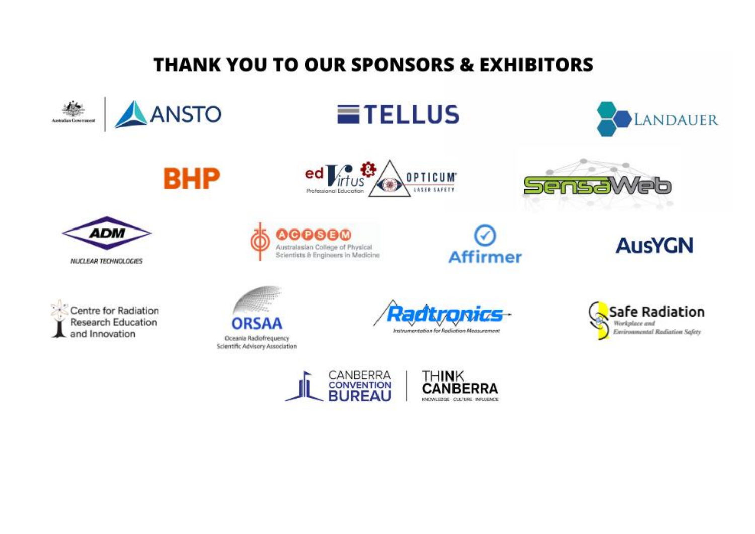# THANK YOU TO OUR SPONSORS & EXHIBITORS

Australian Government | ANSTO

TELLUS

LANDAUER

BHP

edVirtus Professional Education

OPTICUM LASER SAFETY

SensaWeb

ADM NUCLEAR TECHNOLOGIES

ACPSEM Australasian College of Physical Scientists & Engineers in Medicine

Affirmer

AusYGN

Centre for Radiation Research Education and Innovation

ORSAA Oceania Radiofrequency Scientific Advisory Association

Radtronics Instrumentation for Radiation Measurement

Safe Radiation Workplace and Environmental Radiation Safety

CANBERRA CONVENTION BUREAU | THINK CANBERRA KNOWLEDGE · CULTURE · INFLUENCE